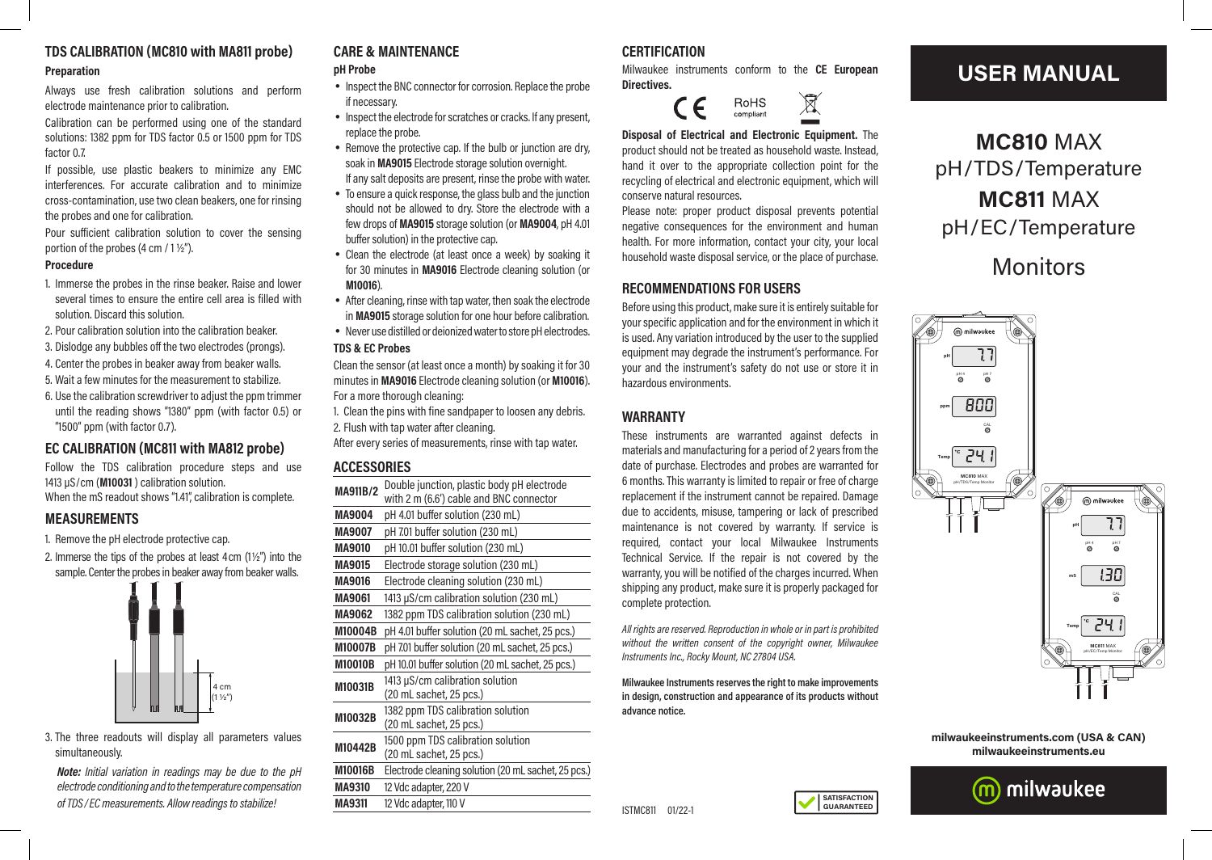## TDS CALIBRATION (MC810 with MA811 probe)

### Preparation

Always use fresh calibration solutions and perform electrode maintenance prior to calibration.

Calibration can be performed using one of the standard solutions: 1382 ppm for TDS factor 0.5 or 1500 ppm for TDS factor 0.7.

If possible, use plastic beakers to minimize any EMC interferences. For accurate calibration and to minimize cross-contamination, use two clean beakers, one for rinsing the probes and one for calibration.

Pour sufficient calibration solution to cover the sensing portion of the probes (4 cm / 1 ½").

### Procedure

1. Immerse the probes in the rinse beaker. Raise and lower several times to ensure the entire cell area is filled with solution. Discard this solution.
2. Pour calibration solution into the calibration beaker.
3. Dislodge any bubbles off the two electrodes (prongs).
4. Center the probes in beaker away from beaker walls.
5. Wait a few minutes for the measurement to stabilize.
6. Use the calibration screwdriver to adjust the ppm trimmer until the reading shows "1380" ppm (with factor 0.5) or "1500" ppm (with factor 0.7).

## EC CALIBRATION (MC811 with MA812 probe)

Follow the TDS calibration procedure steps and use 1413 µS/cm (**M10031**) calibration solution.

When the mS readout shows "1.41", calibration is complete.

## MEASUREMENTS

1. Remove the pH electrode protective cap.
2. Immerse the tips of the probes at least 4 cm (1½") into the sample. Center the probes in beaker away from beaker walls.

4 cm (1 ½")

3. The three readouts will display all parameters values simultaneously.

***Note:*** *Initial variation in readings may be due to the pH electrode conditioning and to the temperature compensation of TDS / EC measurements. Allow readings to stabilize!*

## CARE & MAINTENANCE

### pH Probe

- Inspect the BNC connector for corrosion. Replace the probe if necessary.
- Inspect the electrode for scratches or cracks. If any present, replace the probe.
- Remove the protective cap. If the bulb or junction are dry, soak in **MA9015** Electrode storage solution overnight. If any salt deposits are present, rinse the probe with water.
- To ensure a quick response, the glass bulb and the junction should not be allowed to dry. Store the electrode with a few drops of **MA9015** storage solution (or **MA9004**, pH 4.01 buffer solution) in the protective cap.
- Clean the electrode (at least once a week) by soaking it for 30 minutes in **MA9016** Electrode cleaning solution (or **M10016**).
- After cleaning, rinse with tap water, then soak the electrode in **MA9015** storage solution for one hour before calibration.
- Never use distilled or deionized water to store pH electrodes.

### TDS & EC Probes

Clean the sensor (at least once a month) by soaking it for 30 minutes in **MA9016** Electrode cleaning solution (or **M10016**). For a more thorough cleaning:

1. Clean the pins with fine sandpaper to loosen any debris.
2. Flush with tap water after cleaning.

After every series of measurements, rinse with tap water.

## ACCESSORIES

| | |
|---|---|
| **MA911B/2** | Double junction, plastic body pH electrode with 2 m (6.6') cable and BNC connector |
| **MA9004** | pH 4.01 buffer solution (230 mL) |
| **MA9007** | pH 7.01 buffer solution (230 mL) |
| **MA9010** | pH 10.01 buffer solution (230 mL) |
| **MA9015** | Electrode storage solution (230 mL) |
| **MA9016** | Electrode cleaning solution (230 mL) |
| **MA9061** | 1413 µS/cm calibration solution (230 mL) |
| **MA9062** | 1382 ppm TDS calibration solution (230 mL) |
| **M10004B** | pH 4.01 buffer solution (20 mL sachet, 25 pcs.) |
| **M10007B** | pH 7.01 buffer solution (20 mL sachet, 25 pcs.) |
| **M10010B** | pH 10.01 buffer solution (20 mL sachet, 25 pcs.) |
| **M10031B** | 1413 µS/cm calibration solution (20 mL sachet, 25 pcs.) |
| **M10032B** | 1382 ppm TDS calibration solution (20 mL sachet, 25 pcs.) |
| **M10442B** | 1500 ppm TDS calibration solution (20 mL sachet, 25 pcs.) |
| **M10016B** | Electrode cleaning solution (20 mL sachet, 25 pcs.) |
| **MA9310** | 12 Vdc adapter, 220 V |
| **MA9311** | 12 Vdc adapter, 110 V |

## CERTIFICATION

Milwaukee instruments conform to the **CE European Directives.**

CE RoHS compliant

**Disposal of Electrical and Electronic Equipment.** The product should not be treated as household waste. Instead, hand it over to the appropriate collection point for the recycling of electrical and electronic equipment, which will conserve natural resources.

Please note: proper product disposal prevents potential negative consequences for the environment and human health. For more information, contact your city, your local household waste disposal service, or the place of purchase.

## RECOMMENDATIONS FOR USERS

Before using this product, make sure it is entirely suitable for your specific application and for the environment in which it is used. Any variation introduced by the user to the supplied equipment may degrade the instrument's performance. For your and the instrument's safety do not use or store it in hazardous environments.

## WARRANTY

These instruments are warranted against defects in materials and manufacturing for a period of 2 years from the date of purchase. Electrodes and probes are warranted for 6 months. This warranty is limited to repair or free of charge replacement if the instrument cannot be repaired. Damage due to accidents, misuse, tampering or lack of prescribed maintenance is not covered by warranty. If service is required, contact your local Milwaukee Instruments Technical Service. If the repair is not covered by the warranty, you will be notified of the charges incurred. When shipping any product, make sure it is properly packaged for complete protection.

*All rights are reserved. Reproduction in whole or in part is prohibited without the written consent of the copyright owner, Milwaukee Instruments Inc., Rocky Mount, NC 27804 USA.*

**Milwaukee Instruments reserves the right to make improvements in design, construction and appearance of its products without advance notice.**

ISTMC811 01/22-1

SATISFACTION GUARANTEED

# USER MANUAL

## MC810 MAX pH/TDS/Temperature

## MC811 MAX pH/EC/Temperature

## Monitors

milwaukeeinstruments.com (USA & CAN)
milwaukeeinstruments.eu

milwaukee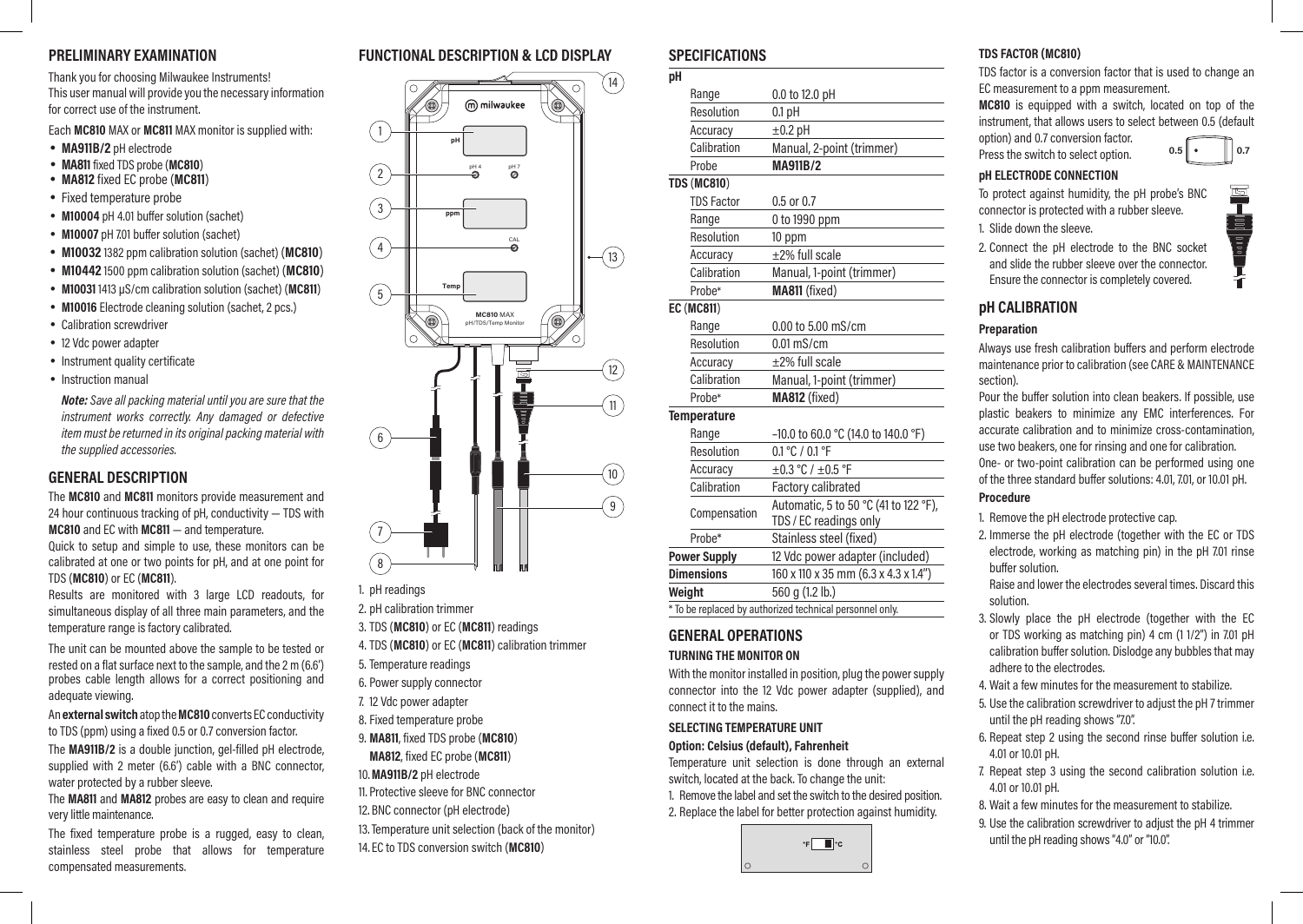## PRELIMINARY EXAMINATION

Thank you for choosing Milwaukee Instruments!
This user manual will provide you the necessary information for correct use of the instrument.

Each **MC810** MAX or **MC811** MAX monitor is supplied with:

- **MA911B/2** pH electrode
- **MA811** fixed TDS probe (**MC810**)
- **MA812** fixed EC probe (**MC811**)
- Fixed temperature probe
- **M10004** pH 4.01 buffer solution (sachet)
- **M10007** pH 7.01 buffer solution (sachet)
- **M10032** 1382 ppm calibration solution (sachet) (**MC810**)
- **M10442** 1500 ppm calibration solution (sachet) (**MC810**)
- **M10031** 1413 µS/cm calibration solution (sachet) (**MC811**)
- **M10016** Electrode cleaning solution (sachet, 2 pcs.)
- Calibration screwdriver
- 12 Vdc power adapter
- Instrument quality certificate
- Instruction manual

***Note:** Save all packing material until you are sure that the instrument works correctly. Any damaged or defective item must be returned in its original packing material with the supplied accessories.*

## GENERAL DESCRIPTION

The **MC810** and **MC811** monitors provide measurement and 24 hour continuous tracking of pH, conductivity — TDS with **MC810** and EC with **MC811** — and temperature.

Quick to setup and simple to use, these monitors can be calibrated at one or two points for pH, and at one point for TDS (**MC810**) or EC (**MC811**).

Results are monitored with 3 large LCD readouts, for simultaneous display of all three main parameters, and the temperature range is factory calibrated.

The unit can be mounted above the sample to be tested or rested on a flat surface next to the sample, and the 2 m (6.6') probes cable length allows for a correct positioning and adequate viewing.

An **external switch** atop the **MC810** converts EC conductivity to TDS (ppm) using a fixed 0.5 or 0.7 conversion factor.

The **MA911B/2** is a double junction, gel-filled pH electrode, supplied with 2 meter (6.6') cable with a BNC connector, water protected by a rubber sleeve.

The **MA811** and **MA812** probes are easy to clean and require very little maintenance.

The fixed temperature probe is a rugged, easy to clean, stainless steel probe that allows for temperature compensated measurements.

## FUNCTIONAL DESCRIPTION & LCD DISPLAY

milwaukee
pH
pH 4
pH 7
ppm
CAL
Temp
MC810 MAX
pH/TDS/Temp Monitor

1. pH readings
2. pH calibration trimmer
3. TDS (**MC810**) or EC (**MC811**) readings
4. TDS (**MC810**) or EC (**MC811**) calibration trimmer
5. Temperature readings
6. Power supply connector
7. 12 Vdc power adapter
8. Fixed temperature probe
9. **MA811**, fixed TDS probe (**MC810**)
   **MA812**, fixed EC probe (**MC811**)
10. **MA911B/2** pH electrode
11. Protective sleeve for BNC connector
12. BNC connector (pH electrode)
13. Temperature unit selection (back of the monitor)
14. EC to TDS conversion switch (**MC810**)

## SPECIFICATIONS

| | | |
|---|---|---|
| **pH** | | |
| | Range | 0.0 to 12.0 pH |
| | Resolution | 0.1 pH |
| | Accuracy | ±0.2 pH |
| | Calibration | Manual, 2-point (trimmer) |
| | Probe | **MA911B/2** |
| **TDS** (**MC810**) | | |
| | TDS Factor | 0.5 or 0.7 |
| | Range | 0 to 1990 ppm |
| | Resolution | 10 ppm |
| | Accuracy | ±2% full scale |
| | Calibration | Manual, 1-point (trimmer) |
| | Probe* | **MA811** (fixed) |
| **EC** (**MC811**) | | |
| | Range | 0.00 to 5.00 mS/cm |
| | Resolution | 0.01 mS/cm |
| | Accuracy | ±2% full scale |
| | Calibration | Manual, 1-point (trimmer) |
| | Probe* | **MA812** (fixed) |
| **Temperature** | | |
| | Range | –10.0 to 60.0 °C (14.0 to 140.0 °F) |
| | Resolution | 0.1 °C / 0.1 °F |
| | Accuracy | ±0.3 °C / ±0.5 °F |
| | Calibration | Factory calibrated |
| | Compensation | Automatic, 5 to 50 °C (41 to 122 °F), TDS / EC readings only |
| | Probe* | Stainless steel (fixed) |
| **Power Supply** | | 12 Vdc power adapter (included) |
| **Dimensions** | | 160 x 110 x 35 mm (6.3 x 4.3 x 1.4") |
| **Weight** | | 560 g (1.2 lb.) |

\* To be replaced by authorized technical personnel only.

## GENERAL OPERATIONS

### TURNING THE MONITOR ON

With the monitor installed in position, plug the power supply connector into the 12 Vdc power adapter (supplied), and connect it to the mains.

### SELECTING TEMPERATURE UNIT

**Option: Celsius (default), Fahrenheit**

Temperature unit selection is done through an external switch, located at the back. To change the unit:

1. Remove the label and set the switch to the desired position.
2. Replace the label for better protection against humidity.

°F °C

### TDS FACTOR (MC810)

TDS factor is a conversion factor that is used to change an EC measurement to a ppm measurement.

**MC810** is equipped with a switch, located on top of the instrument, that allows users to select between 0.5 (default option) and 0.7 conversion factor.
Press the switch to select option.

0.5 0.7

### pH ELECTRODE CONNECTION

To protect against humidity, the pH probe's BNC connector is protected with a rubber sleeve.

1. Slide down the sleeve.
2. Connect the pH electrode to the BNC socket and slide the rubber sleeve over the connector. Ensure the connector is completely covered.

## pH CALIBRATION

### Preparation

Always use fresh calibration buffers and perform electrode maintenance prior to calibration (see CARE & MAINTENANCE section).

Pour the buffer solution into clean beakers. If possible, use plastic beakers to minimize any EMC interferences. For accurate calibration and to minimize cross-contamination, use two beakers, one for rinsing and one for calibration.

One- or two-point calibration can be performed using one of the three standard buffer solutions: 4.01, 7.01, or 10.01 pH.

### Procedure

1. Remove the pH electrode protective cap.
2. Immerse the pH electrode (together with the EC or TDS electrode, working as matching pin) in the pH 7.01 rinse buffer solution.
   Raise and lower the electrodes several times. Discard this solution.
3. Slowly place the pH electrode (together with the EC or TDS working as matching pin) 4 cm (1 1/2") in 7.01 pH calibration buffer solution. Dislodge any bubbles that may adhere to the electrodes.
4. Wait a few minutes for the measurement to stabilize.
5. Use the calibration screwdriver to adjust the pH 7 trimmer until the pH reading shows "7.0".
6. Repeat step 2 using the second rinse buffer solution i.e. 4.01 or 10.01 pH.
7. Repeat step 3 using the second calibration solution i.e. 4.01 or 10.01 pH.
8. Wait a few minutes for the measurement to stabilize.
9. Use the calibration screwdriver to adjust the pH 4 trimmer until the pH reading shows "4.0" or "10.0".